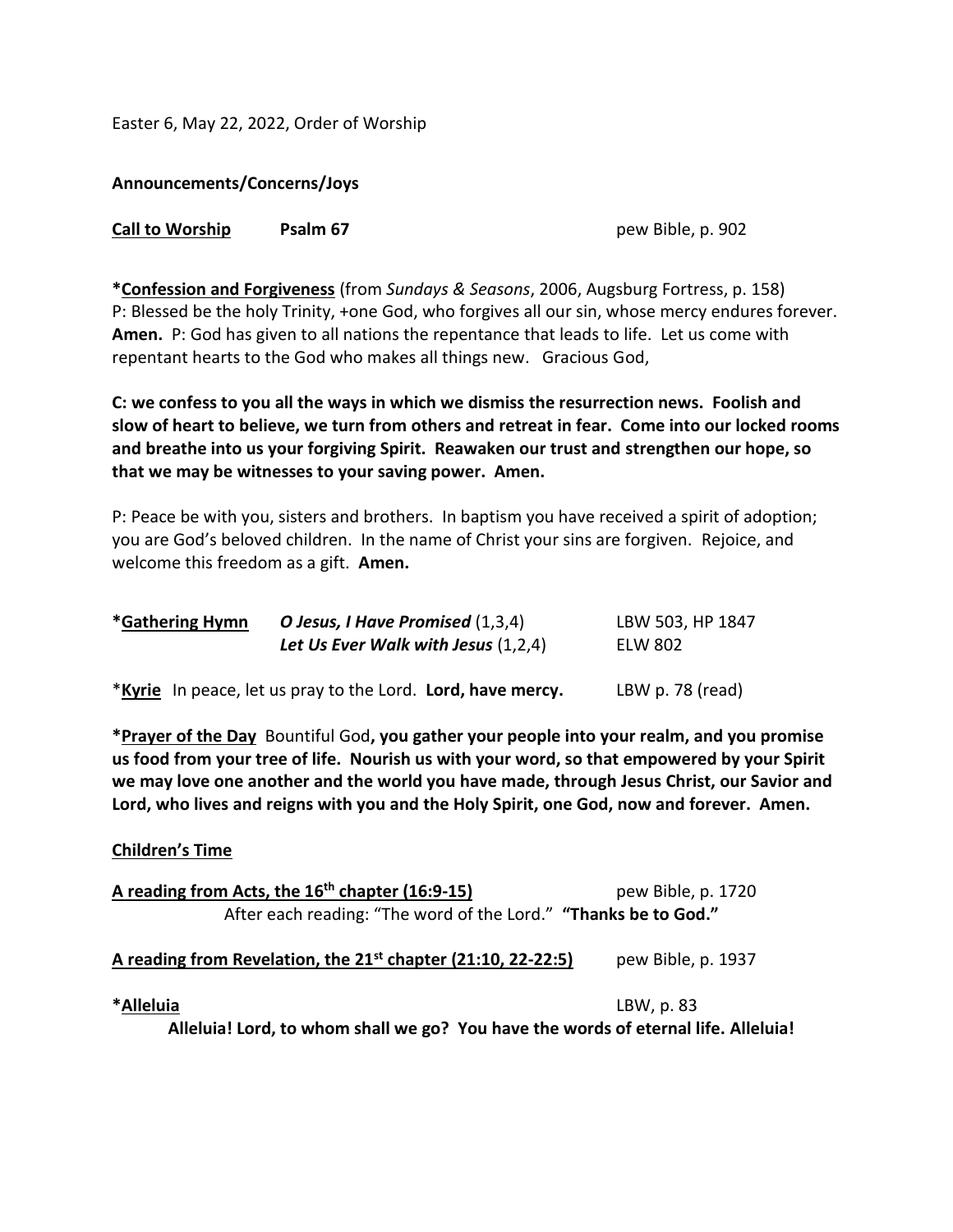Easter 6, May 22, 2022, Order of Worship

**Announcements/Concerns/Joys**

**Call to Worship** **Psalm 67** pew Bible, p. 902

***Confession and Forgiveness** (from *Sundays & Seasons*, 2006, Augsburg Fortress, p. 158)
P: Blessed be the holy Trinity, +one God, who forgives all our sin, whose mercy endures forever. **Amen.** P: God has given to all nations the repentance that leads to life. Let us come with repentant hearts to the God who makes all things new. Gracious God,

**C: we confess to you all the ways in which we dismiss the resurrection news. Foolish and slow of heart to believe, we turn from others and retreat in fear. Come into our locked rooms and breathe into us your forgiving Spirit. Reawaken our trust and strengthen our hope, so that we may be witnesses to your saving power. Amen.**

P: Peace be with you, sisters and brothers. In baptism you have received a spirit of adoption; you are God's beloved children. In the name of Christ your sins are forgiven. Rejoice, and welcome this freedom as a gift. **Amen.**

***Gathering Hymn** ***O Jesus, I Have Promised*** (1,3,4) LBW 503, HP 1847
***Let Us Ever Walk with Jesus*** (1,2,4) ELW 802

***Kyrie** In peace, let us pray to the Lord. **Lord, have mercy.** LBW p. 78 (read)

***Prayer of the Day** Bountiful God**, you gather your people into your realm, and you promise us food from your tree of life. Nourish us with your word, so that empowered by your Spirit we may love one another and the world you have made, through Jesus Christ, our Savior and Lord, who lives and reigns with you and the Holy Spirit, one God, now and forever. Amen.**

**Children's Time**

**A reading from Acts, the 16th chapter (16:9-15)** pew Bible, p. 1720
After each reading: "The word of the Lord." **"Thanks be to God."**

**A reading from Revelation, the 21st chapter (21:10, 22-22:5)** pew Bible, p. 1937

***Alleluia** LBW, p. 83
**Alleluia! Lord, to whom shall we go? You have the words of eternal life. Alleluia!**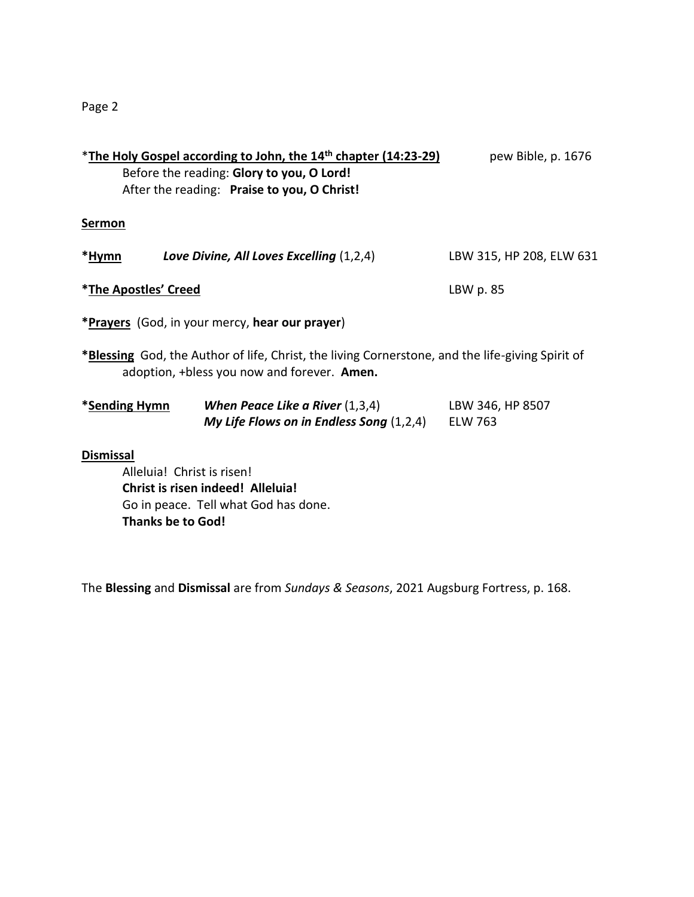*__The Holy Gospel according to John, the 14th chapter (14:23-29)__ pew Bible, p. 1676

Before the reading: **Glory to you, O Lord!**
After the reading: **Praise to you, O Christ!**

__**Sermon**__

***__Hymn__** ***Love Divine, All Loves Excelling*** (1,2,4) LBW 315, HP 208, ELW 631

***__The Apostles' Creed__*** LBW p. 85

***__Prayers__** (God, in your mercy, **hear our prayer**)

***__Blessing__** God, the Author of life, Christ, the living Cornerstone, and the life-giving Spirit of adoption, +bless you now and forever. **Amen.**

***__Sending Hymn__**

***When Peace Like a River*** (1,3,4) LBW 346, HP 8507
***My Life Flows on in Endless Song*** (1,2,4) ELW 763

__**Dismissal**__

Alleluia! Christ is risen!
**Christ is risen indeed! Alleluia!**
Go in peace. Tell what God has done.
**Thanks be to God!**

The **Blessing** and **Dismissal** are from *Sundays & Seasons*, 2021 Augsburg Fortress, p. 168.